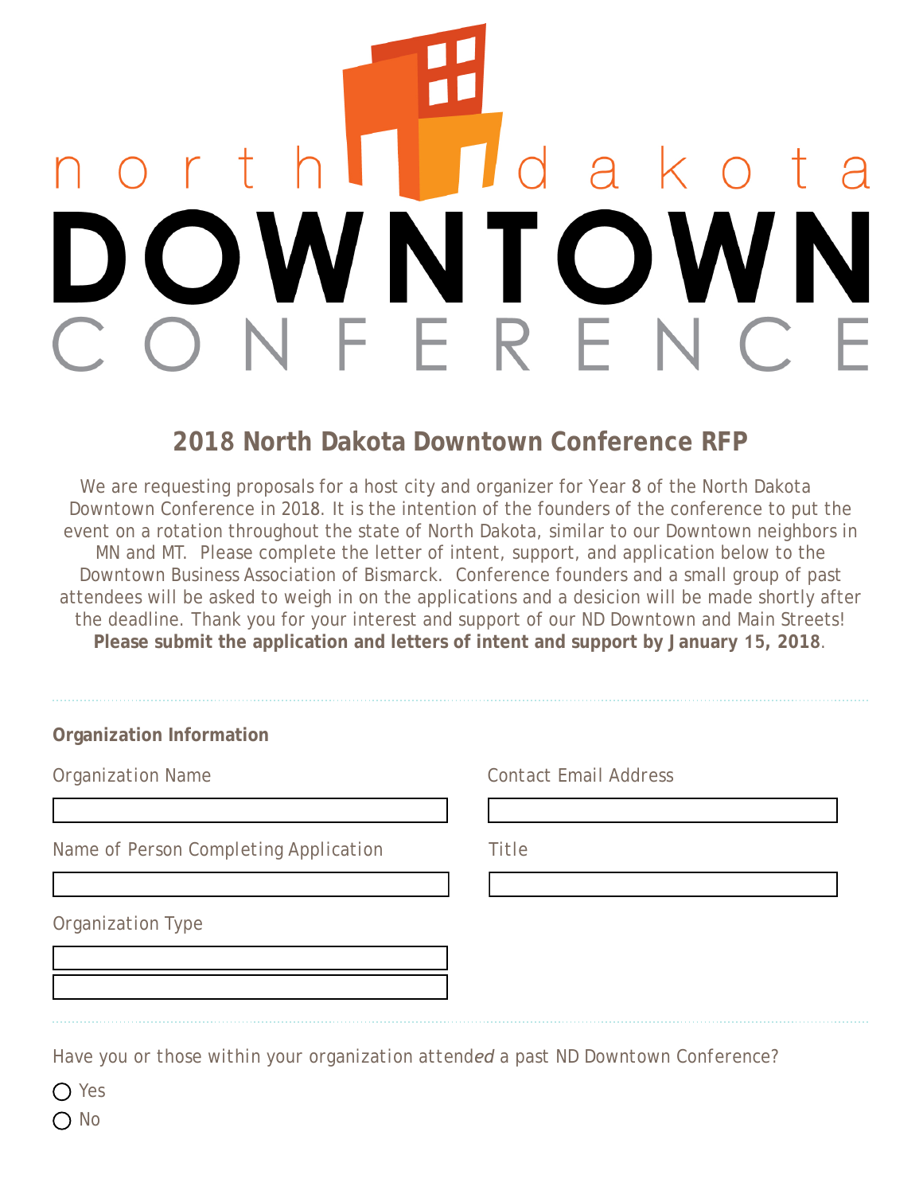north dakota DOWNTOWN CONFERENCE

## 2018 North Dakota Downtown Conference RFP

We are requesting proposals for a host city and organizer for Year 8 of the North Dakota Downtown Conference in 2018. It is the intention of the founders of the conference to put the event on a rotation throughout the state of North Dakota, similar to our Downtown neighbors in MN and MT. Please complete the letter of intent, support, and application below to the Downtown Business Association of Bismarck. Conference founders and a small group of past attendees will be asked to weigh in on the applications and a desicion will be made shortly after the deadline. Thank you for your interest and support of our ND Downtown and Main Streets! **Please submit the application and letters of intent and support by January 15, 2018**.

---

**Organization Information**

Organization Name

Contact Email Address

Name of Person Completing Application

Title

Organization Type

---

Have you or those within your organization attend*ed* a past ND Downtown Conference?

- ◯ Yes
- ◯ No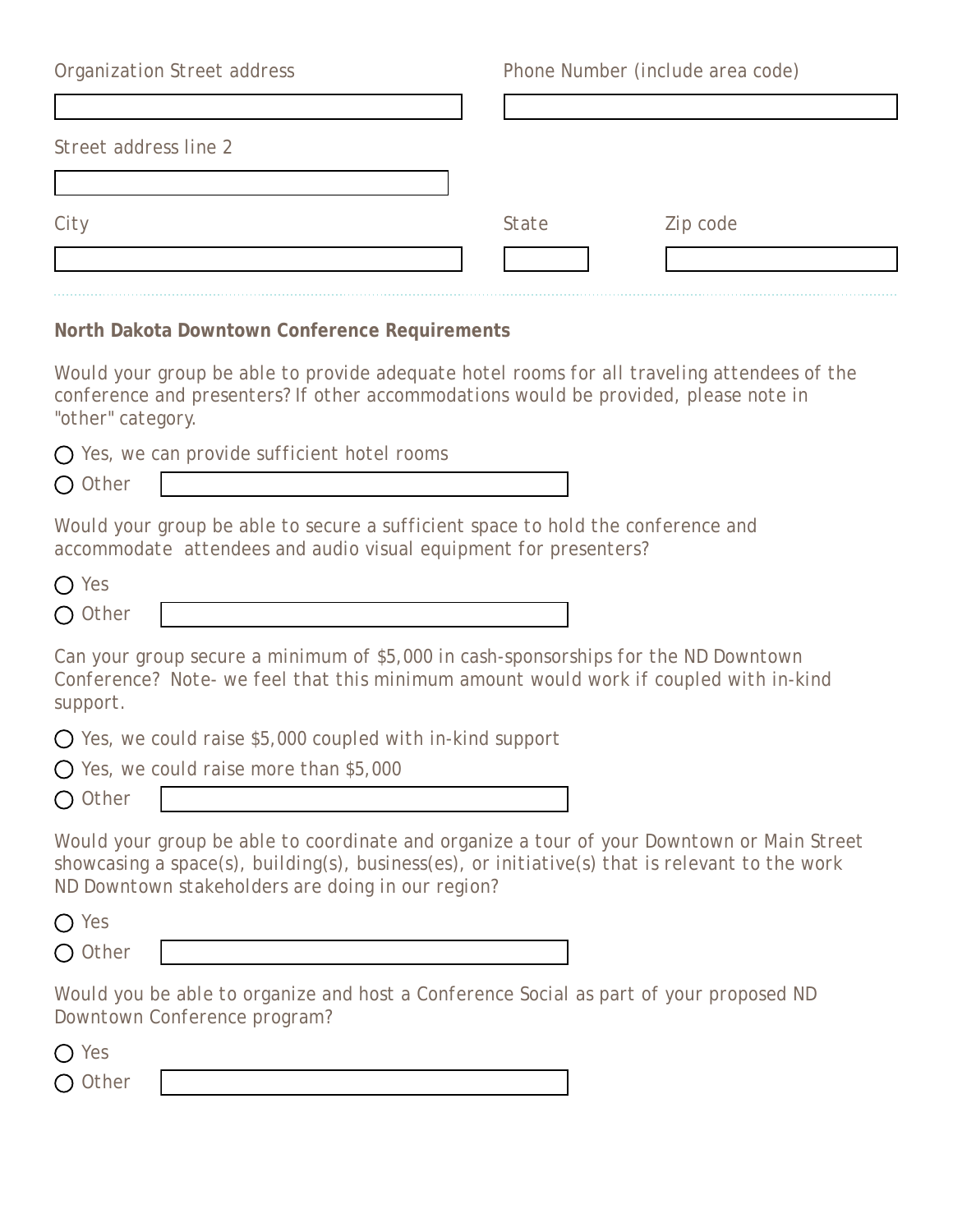Organization Street address

Phone Number (include area code)

Street address line 2

City

State

Zip code

**North Dakota Downtown Conference Requirements**

Would your group be able to provide adequate hotel rooms for all traveling attendees of the conference and presenters? If other accommodations would be provided, please note in "other" category.

- ◯ Yes, we can provide sufficient hotel rooms
- ◯ Other

Would your group be able to secure a sufficient space to hold the conference and accommodate attendees and audio visual equipment for presenters?

- ◯ Yes
- ◯ Other

Can your group secure a minimum of $5,000 in cash-sponsorships for the ND Downtown Conference? Note- we feel that this minimum amount would work if coupled with in-kind support.

- ◯ Yes, we could raise $5,000 coupled with in-kind support
- ◯ Yes, we could raise more than $5,000
- ◯ Other

Would your group be able to coordinate and organize a tour of your Downtown or Main Street showcasing a space(s), building(s), business(es), or initiative(s) that is relevant to the work ND Downtown stakeholders are doing in our region?

- ◯ Yes
- ◯ Other

Would you be able to organize and host a Conference Social as part of your proposed ND Downtown Conference program?

- ◯ Yes
- ◯ Other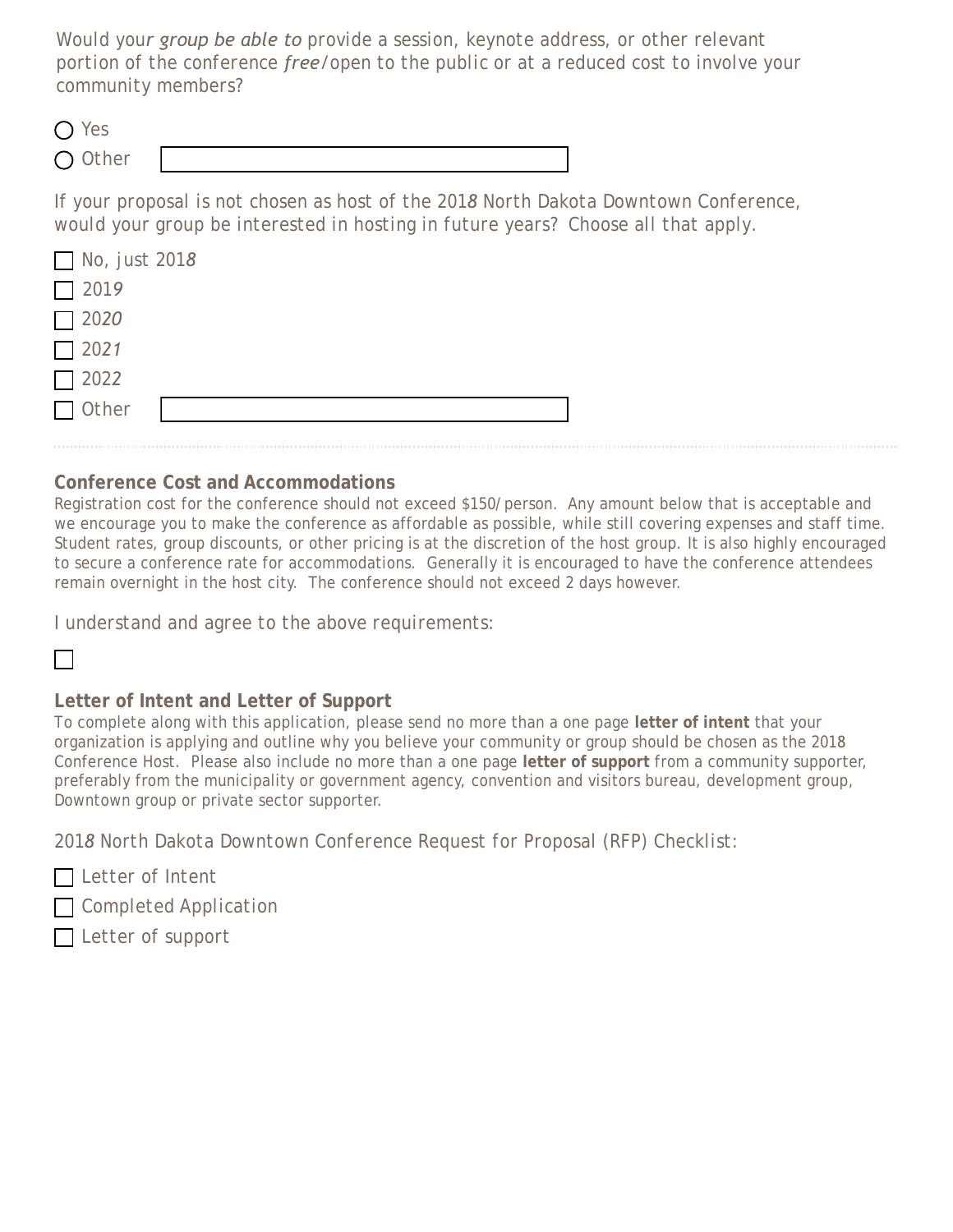Would your *group be able to* provide a session, keynote address, or other relevant portion of the conference *free*/open to the public or at a reduced cost to involve your community members?

- ○ Yes
- ○ Other ______________________

If your proposal is not chosen as host of the 2018 North Dakota Downtown Conference, would your group be interested in hosting in future years? Choose all that apply.

- ☐ No, just 2018
- ☐ 2019
- ☐ 2020
- ☐ 2021
- ☐ 2022
- ☐ Other ______________________

**Conference Cost and Accommodations**

Registration cost for the conference should not exceed $150/person. Any amount below that is acceptable and we encourage you to make the conference as affordable as possible, while still covering expenses and staff time. Student rates, group discounts, or other pricing is at the discretion of the host group. It is also highly encouraged to secure a conference rate for accommodations. Generally it is encouraged to have the conference attendees remain overnight in the host city. The conference should not exceed 2 days however.

I understand and agree to the above requirements:

☐

**Letter of Intent and Letter of Support**

To complete along with this application, please send no more than a one page **letter of intent** that your organization is applying and outline why you believe your community or group should be chosen as the 2018 Conference Host. Please also include no more than a one page **letter of support** from a community supporter, preferably from the municipality or government agency, convention and visitors bureau, development group, Downtown group or private sector supporter.

2018 North Dakota Downtown Conference Request for Proposal (RFP) Checklist:

- ☐ Letter of Intent
- ☐ Completed Application
- ☐ Letter of support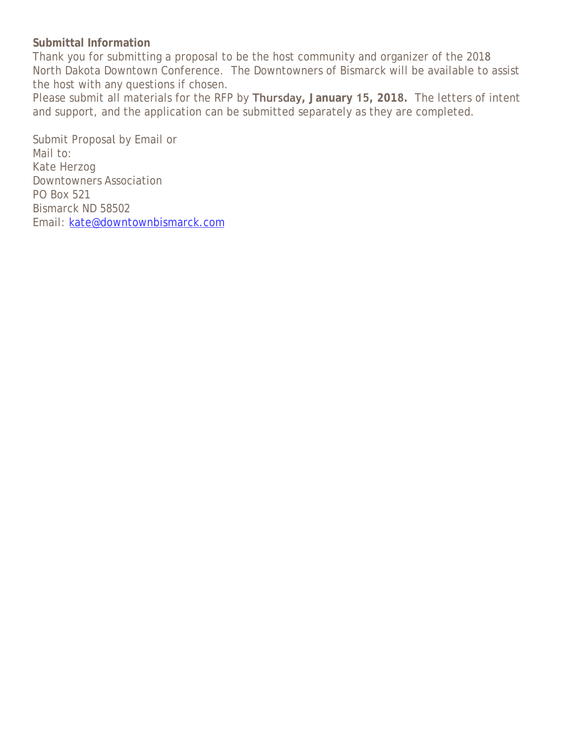**Submittal Information**

Thank you for submitting a proposal to be the host community and organizer of the 2018 North Dakota Downtown Conference. The Downtowners of Bismarck will be available to assist the host with any questions if chosen.

Please submit all materials for the RFP by **Thursday, January 15, 2018.** The letters of intent and support, and the application can be submitted separately as they are completed.

Submit Proposal by Email or  
Mail to:  
Kate Herzog  
Downtowners Association  
PO Box 521  
Bismarck ND 58502  
Email: kate@downtownbismarck.com